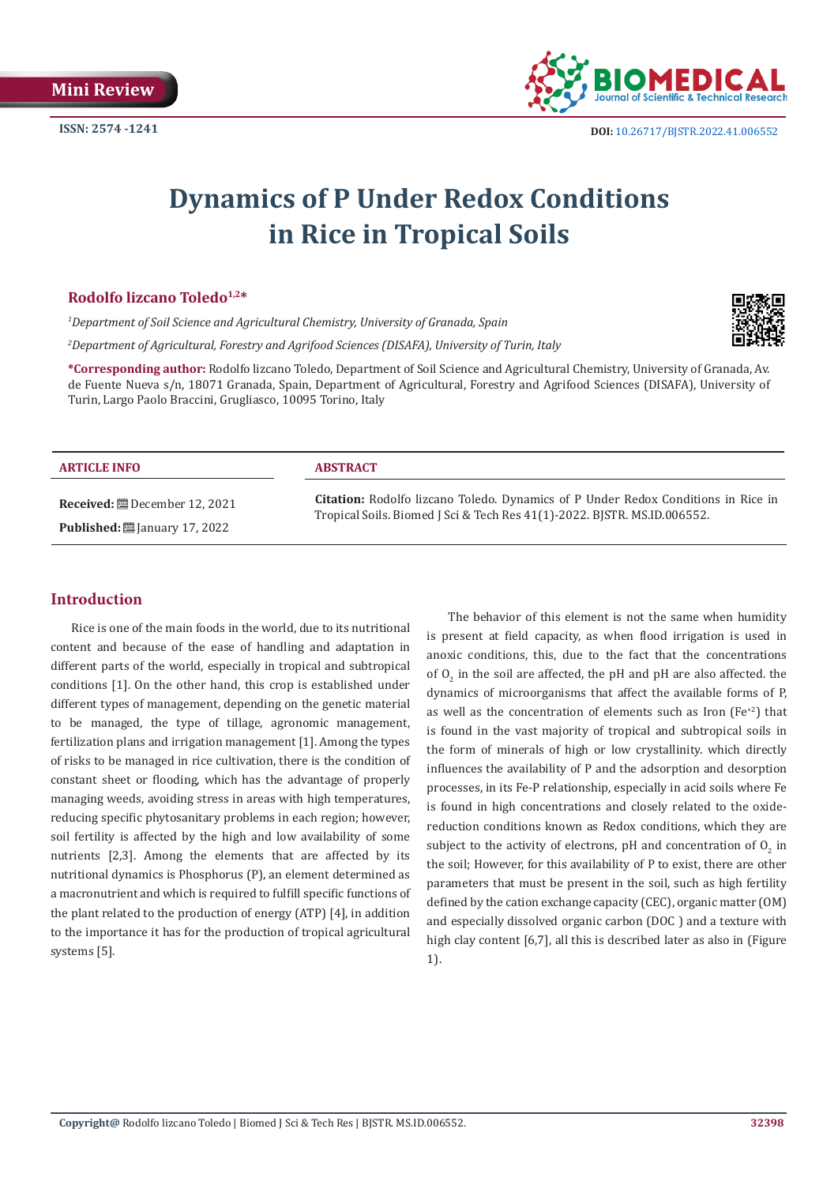Mini Review

ISSN: 2574 -1241

DOI: 10.26717/BJSTR.2022.41.006552

# Dynamics of P Under Redox Conditions in Rice in Tropical Soils

**Rodolfo lizcano Toledo[1,2]***

*[1]Department of Soil Science and Agricultural Chemistry, University of Granada, Spain*

*[2]Department of Agricultural, Forestry and Agrifood Sciences (DISAFA), University of Turin, Italy*

**\*Corresponding author:** Rodolfo lizcano Toledo, Department of Soil Science and Agricultural Chemistry, University of Granada, Av. de Fuente Nueva s/n, 18071 Granada, Spain, Department of Agricultural, Forestry and Agrifood Sciences (DISAFA), University of Turin, Largo Paolo Braccini, Grugliasco, 10095 Torino, Italy

**ARTICLE INFO**

**Received:** December 12, 2021

**Published:** January 17, 2022

**ABSTRACT**

**Citation:** Rodolfo lizcano Toledo. Dynamics of P Under Redox Conditions in Rice in Tropical Soils. Biomed J Sci & Tech Res 41(1)-2022. BJSTR. MS.ID.006552.

## Introduction

Rice is one of the main foods in the world, due to its nutritional content and because of the ease of handling and adaptation in different parts of the world, especially in tropical and subtropical conditions [1]. On the other hand, this crop is established under different types of management, depending on the genetic material to be managed, the type of tillage, agronomic management, fertilization plans and irrigation management [1]. Among the types of risks to be managed in rice cultivation, there is the condition of constant sheet or flooding, which has the advantage of properly managing weeds, avoiding stress in areas with high temperatures, reducing specific phytosanitary problems in each region; however, soil fertility is affected by the high and low availability of some nutrients [2,3]. Among the elements that are affected by its nutritional dynamics is Phosphorus (P), an element determined as a macronutrient and which is required to fulfill specific functions of the plant related to the production of energy (ATP) [4], in addition to the importance it has for the production of tropical agricultural systems [5].

The behavior of this element is not the same when humidity is present at field capacity, as when flood irrigation is used in anoxic conditions, this, due to the fact that the concentrations of $O_2$ in the soil are affected, the pH and pH are also affected. the dynamics of microorganisms that affect the available forms of P, as well as the concentration of elements such as Iron ($Fe^{+2}$) that is found in the vast majority of tropical and subtropical soils in the form of minerals of high or low crystallinity. which directly influences the availability of P and the adsorption and desorption processes, in its Fe-P relationship, especially in acid soils where Fe is found in high concentrations and closely related to the oxide-reduction conditions known as Redox conditions, which they are subject to the activity of electrons, pH and concentration of $O_2$ in the soil; However, for this availability of P to exist, there are other parameters that must be present in the soil, such as high fertility defined by the cation exchange capacity (CEC), organic matter (OM) and especially dissolved organic carbon (DOC ) and a texture with high clay content [6,7], all this is described later as also in (Figure 1).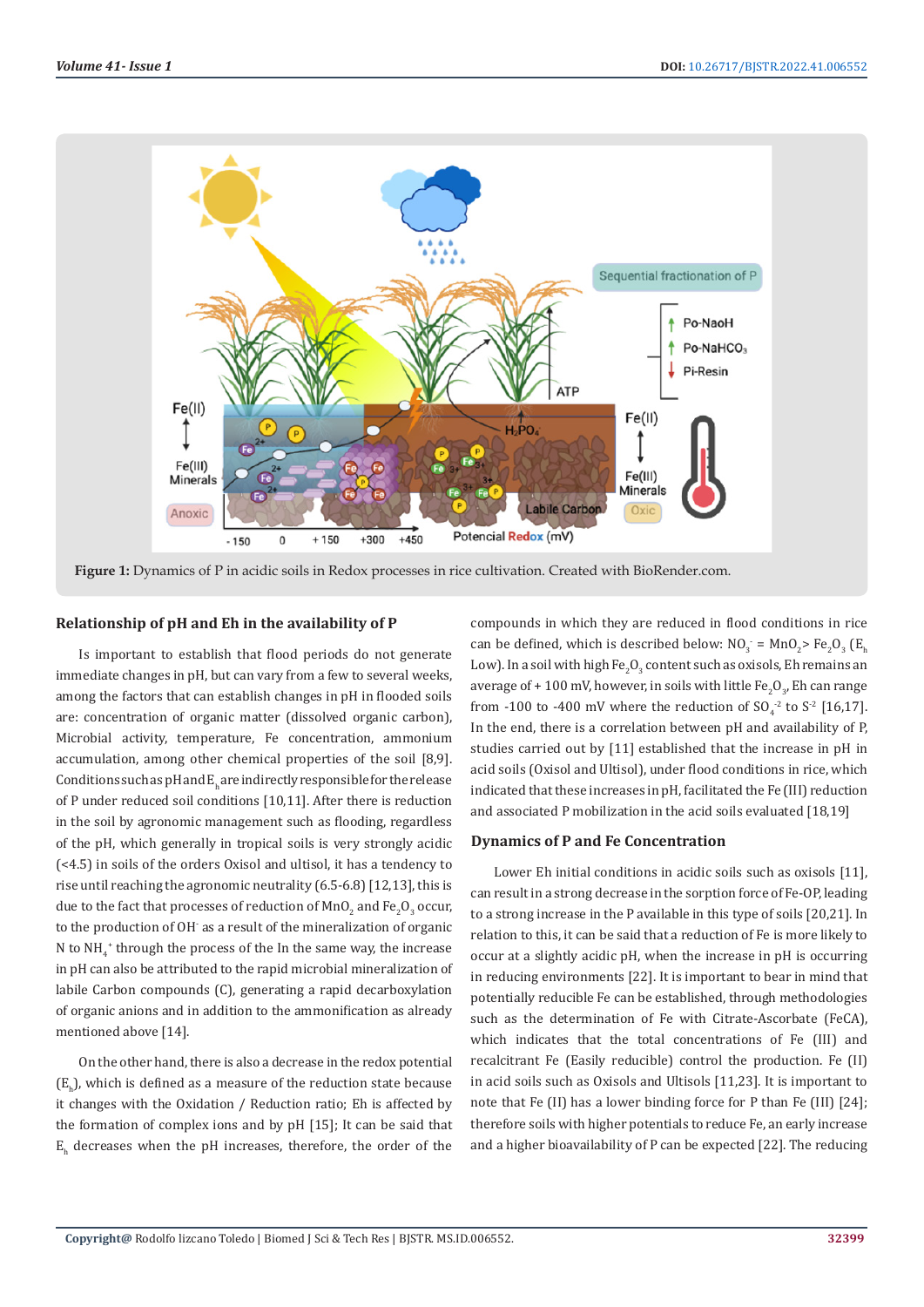**Figure 1:** Dynamics of P in acidic soils in Redox processes in rice cultivation. Created with BioRender.com.

## Relationship of pH and Eh in the availability of P

Is important to establish that flood periods do not generate immediate changes in pH, but can vary from a few to several weeks, among the factors that can establish changes in pH in flooded soils are: concentration of organic matter (dissolved organic carbon), Microbial activity, temperature, Fe concentration, ammonium accumulation, among other chemical properties of the soil [8,9]. Conditions such as pH and $E_h$ are indirectly responsible for the release of P under reduced soil conditions [10,11]. After there is reduction in the soil by agronomic management such as flooding, regardless of the pH, which generally in tropical soils is very strongly acidic (<4.5) in soils of the orders Oxisol and ultisol, it has a tendency to rise until reaching the agronomic neutrality (6.5-6.8) [12,13], this is due to the fact that processes of reduction of $MnO_2$ and $Fe_2O_3$ occur, to the production of $OH^-$ as a result of the mineralization of organic N to $NH_4^+$ through the process of the In the same way, the increase in pH can also be attributed to the rapid microbial mineralization of labile Carbon compounds (C), generating a rapid decarboxylation of organic anions and in addition to the ammonification as already mentioned above [14].

On the other hand, there is also a decrease in the redox potential ($E_h$), which is defined as a measure of the reduction state because it changes with the Oxidation / Reduction ratio; Eh is affected by the formation of complex ions and by pH [15]; It can be said that $E_h$ decreases when the pH increases, therefore, the order of the compounds in which they are reduced in flood conditions in rice can be defined, which is described below: $NO_3^-$ = $MnO_2$> $Fe_2O_3$ ($E_h$ Low). In a soil with high $Fe_2O_3$ content such as oxisols, Eh remains an average of + 100 mV, however, in soils with little $Fe_2O_3$, Eh can range from -100 to -400 mV where the reduction of $SO_4^{-2}$ to $S^{-2}$ [16,17]. In the end, there is a correlation between pH and availability of P, studies carried out by [11] established that the increase in pH in acid soils (Oxisol and Ultisol), under flood conditions in rice, which indicated that these increases in pH, facilitated the Fe (III) reduction and associated P mobilization in the acid soils evaluated [18,19]

## Dynamics of P and Fe Concentration

Lower Eh initial conditions in acidic soils such as oxisols [11], can result in a strong decrease in the sorption force of Fe-OP, leading to a strong increase in the P available in this type of soils [20,21]. In relation to this, it can be said that a reduction of Fe is more likely to occur at a slightly acidic pH, when the increase in pH is occurring in reducing environments [22]. It is important to bear in mind that potentially reducible Fe can be established, through methodologies such as the determination of Fe with Citrate-Ascorbate (FeCA), which indicates that the total concentrations of Fe (III) and recalcitrant Fe (Easily reducible) control the production. Fe (II) in acid soils such as Oxisols and Ultisols [11,23]. It is important to note that Fe (II) has a lower binding force for P than Fe (III) [24]; therefore soils with higher potentials to reduce Fe, an early increase and a higher bioavailability of P can be expected [22]. The reducing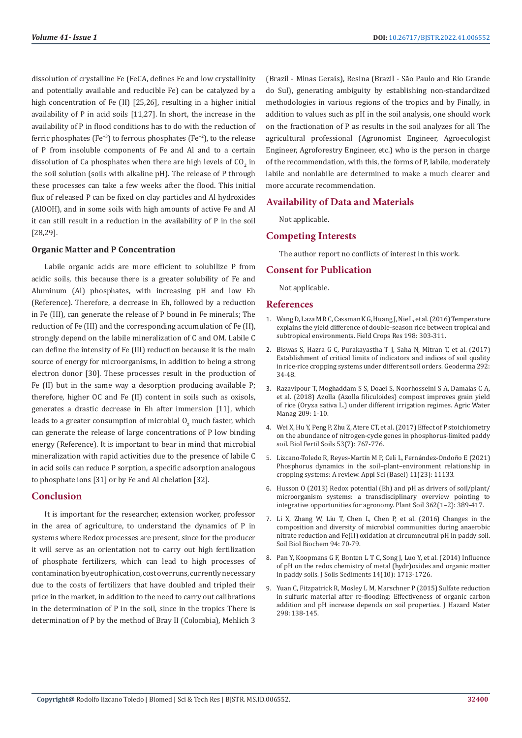dissolution of crystalline Fe (FeCA, defines Fe and low crystallinity and potentially available and reducible Fe) can be catalyzed by a high concentration of Fe (II) [25,26], resulting in a higher initial availability of P in acid soils [11,27]. In short, the increase in the availability of P in flood conditions has to do with the reduction of ferric phosphates ($Fe^{+3}$) to ferrous phosphates ($Fe^{+2}$), to the release of P from insoluble components of Fe and Al and to a certain dissolution of Ca phosphates when there are high levels of $CO_2$ in the soil solution (soils with alkaline pH). The release of P through these processes can take a few weeks after the flood. This initial flux of released P can be fixed on clay particles and Al hydroxides (AlOOH), and in some soils with high amounts of active Fe and Al it can still result in a reduction in the availability of P in the soil [28,29].

### Organic Matter and P Concentration

Labile organic acids are more efficient to solubilize P from acidic soils, this because there is a greater solubility of Fe and Aluminum (Al) phosphates, with increasing pH and low Eh (Reference). Therefore, a decrease in Eh, followed by a reduction in Fe (III), can generate the release of P bound in Fe minerals; The reduction of Fe (III) and the corresponding accumulation of Fe (II), strongly depend on the labile mineralization of C and OM. Labile C can define the intensity of Fe (III) reduction because it is the main source of energy for microorganisms, in addition to being a strong electron donor [30]. These processes result in the production of Fe (II) but in the same way a desorption producing available P; therefore, higher OC and Fe (II) content in soils such as oxisols, generates a drastic decrease in Eh after immersion [11], which leads to a greater consumption of microbial $O_2$ much faster, which can generate the release of large concentrations of P low binding energy (Reference). It is important to bear in mind that microbial mineralization with rapid activities due to the presence of labile C in acid soils can reduce P sorption, a specific adsorption analogous to phosphate ions [31] or by Fe and Al chelation [32].

## Conclusion

It is important for the researcher, extension worker, professor in the area of agriculture, to understand the dynamics of P in systems where Redox processes are present, since for the producer it will serve as an orientation not to carry out high fertilization of phosphate fertilizers, which can lead to high processes of contamination by eutrophication, cost overruns, currently necessary due to the costs of fertilizers that have doubled and tripled their price in the market, in addition to the need to carry out calibrations in the determination of P in the soil, since in the tropics There is determination of P by the method of Bray II (Colombia), Mehlich 3 (Brazil - Minas Gerais), Resina (Brazil - São Paulo and Rio Grande do Sul), generating ambiguity by establishing non-standardized methodologies in various regions of the tropics and by Finally, in addition to values such as pH in the soil analysis, one should work on the fractionation of P as results in the soil analyzes for all The agricultural professional (Agronomist Engineer, Agroecologist Engineer, Agroforestry Engineer, etc.) who is the person in charge of the recommendation, with this, the forms of P, labile, moderately labile and nonlabile are determined to make a much clearer and more accurate recommendation.

## Availability of Data and Materials

Not applicable.

## Competing Interests

The author report no conflicts of interest in this work.

## Consent for Publication

Not applicable.

## References

1. Wang D, Laza M R C, Cassman K G, Huang J, Nie L, et al. (2016) Temperature explains the yield difference of double-season rice between tropical and subtropical environments. Field Crops Res 198: 303-311.
2. Biswas S, Hazra G C, Purakayastha T J, Saha N, Mitran T, et al. (2017) Establishment of critical limits of indicators and indices of soil quality in rice-rice cropping systems under different soil orders. Geoderma 292: 34-48.
3. Razavipour T, Moghaddam S S, Doaei S, Noorhosseini S A, Damalas C A, et al. (2018) Azolla (Azolla filiculoides) compost improves grain yield of rice (Oryza sativa L.) under different irrigation regimes. Agric Water Manag 209: 1-10.
4. Wei X, Hu Y, Peng P, Zhu Z, Atere CT, et al. (2017) Effect of P stoichiometry on the abundance of nitrogen-cycle genes in phosphorus-limited paddy soil. Biol Fertil Soils 53(7): 767-776.
5. Lizcano-Toledo R, Reyes-Martín M P, Celi L, Fernández-Ondoño E (2021) Phosphorus dynamics in the soil–plant–environment relationship in cropping systems: A review. Appl Sci (Basel) 11(23): 11133.
6. Husson O (2013) Redox potential (Eh) and pH as drivers of soil/plant/microorganism systems: a transdisciplinary overview pointing to integrative opportunities for agronomy. Plant Soil 362(1–2): 389-417.
7. Li X, Zhang W, Liu T, Chen L, Chen P, et al. (2016) Changes in the composition and diversity of microbial communities during anaerobic nitrate reduction and Fe(II) oxidation at circumneutral pH in paddy soil. Soil Biol Biochem 94: 70-79.
8. Pan Y, Koopmans G F, Bonten L T C, Song J, Luo Y, et al. (2014) Influence of pH on the redox chemistry of metal (hydr)oxides and organic matter in paddy soils. J Soils Sediments 14(10): 1713-1726.
9. Yuan C, Fitzpatrick R, Mosley L M, Marschner P (2015) Sulfate reduction in sulfuric material after re-flooding: Effectiveness of organic carbon addition and pH increase depends on soil properties. J Hazard Mater 298: 138-145.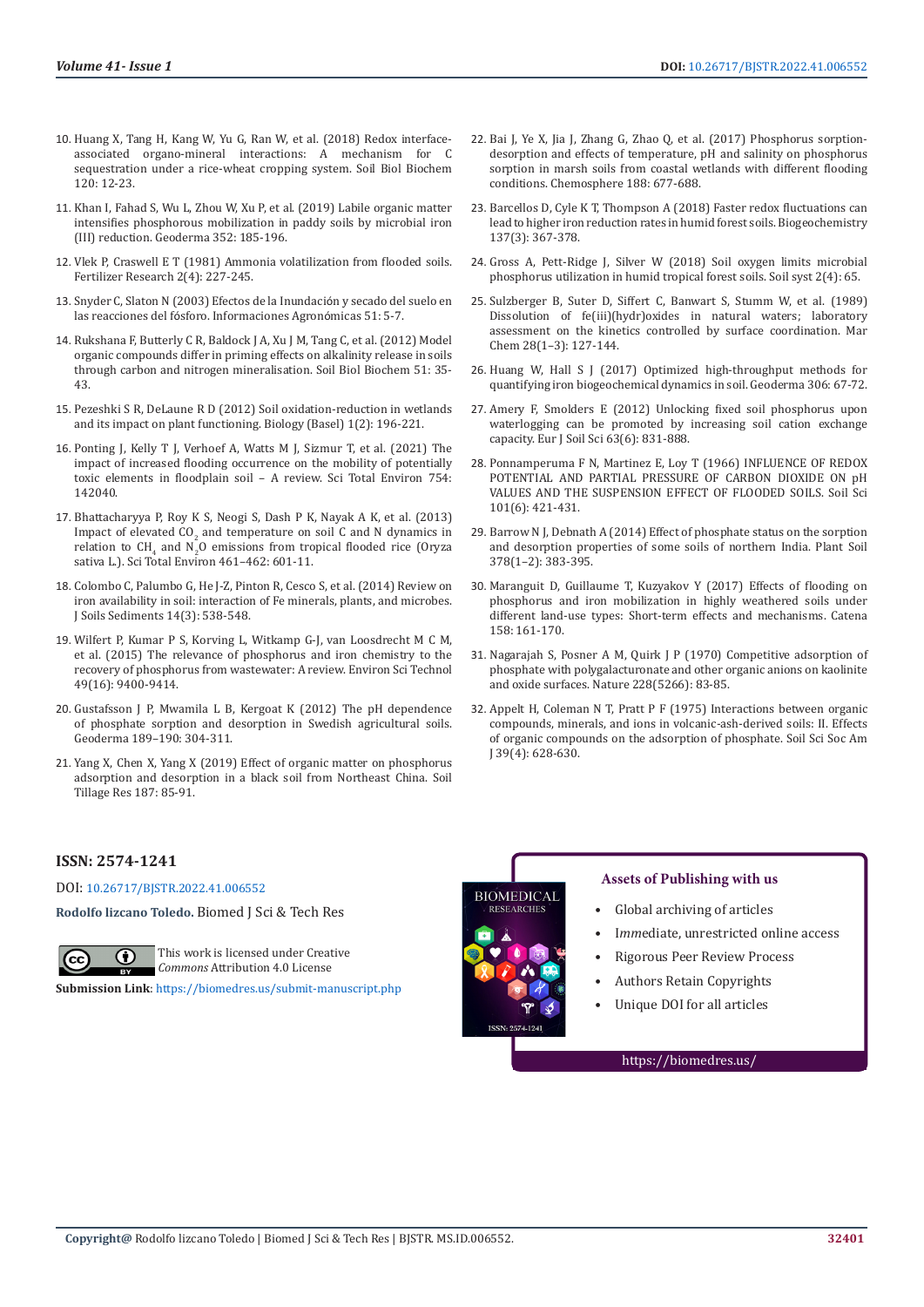10. Huang X, Tang H, Kang W, Yu G, Ran W, et al. (2018) Redox interface-associated organo-mineral interactions: A mechanism for C sequestration under a rice-wheat cropping system. Soil Biol Biochem 120: 12-23.
11. Khan I, Fahad S, Wu L, Zhou W, Xu P, et al. (2019) Labile organic matter intensifies phosphorous mobilization in paddy soils by microbial iron (III) reduction. Geoderma 352: 185-196.
12. Vlek P, Craswell E T (1981) Ammonia volatilization from flooded soils. Fertilizer Research 2(4): 227-245.
13. Snyder C, Slaton N (2003) Efectos de la Inundación y secado del suelo en las reacciones del fósforo. Informaciones Agronómicas 51: 5-7.
14. Rukshana F, Butterly C R, Baldock J A, Xu J M, Tang C, et al. (2012) Model organic compounds differ in priming effects on alkalinity release in soils through carbon and nitrogen mineralisation. Soil Biol Biochem 51: 35-43.
15. Pezeshki S R, DeLaune R D (2012) Soil oxidation-reduction in wetlands and its impact on plant functioning. Biology (Basel) 1(2): 196-221.
16. Ponting J, Kelly T J, Verhoef A, Watts M J, Sizmur T, et al. (2021) The impact of increased flooding occurrence on the mobility of potentially toxic elements in floodplain soil – A review. Sci Total Environ 754: 142040.
17. Bhattacharyya P, Roy K S, Neogi S, Dash P K, Nayak A K, et al. (2013) Impact of elevated $CO_2$ and temperature on soil C and N dynamics in relation to $CH_4$ and $N_2O$ emissions from tropical flooded rice (Oryza sativa L.). Sci Total Environ 461–462: 601-11.
18. Colombo C, Palumbo G, He J-Z, Pinton R, Cesco S, et al. (2014) Review on iron availability in soil: interaction of Fe minerals, plants, and microbes. J Soils Sediments 14(3): 538-548.
19. Wilfert P, Kumar P S, Korving L, Witkamp G-J, van Loosdrecht M C M, et al. (2015) The relevance of phosphorus and iron chemistry to the recovery of phosphorus from wastewater: A review. Environ Sci Technol 49(16): 9400-9414.
20. Gustafsson J P, Mwamila L B, Kergoat K (2012) The pH dependence of phosphate sorption and desorption in Swedish agricultural soils. Geoderma 189–190: 304-311.
21. Yang X, Chen X, Yang X (2019) Effect of organic matter on phosphorus adsorption and desorption in a black soil from Northeast China. Soil Tillage Res 187: 85-91.
22. Bai J, Ye X, Jia J, Zhang G, Zhao Q, et al. (2017) Phosphorus sorption-desorption and effects of temperature, pH and salinity on phosphorus sorption in marsh soils from coastal wetlands with different flooding conditions. Chemosphere 188: 677-688.
23. Barcellos D, Cyle K T, Thompson A (2018) Faster redox fluctuations can lead to higher iron reduction rates in humid forest soils. Biogeochemistry 137(3): 367-378.
24. Gross A, Pett-Ridge J, Silver W (2018) Soil oxygen limits microbial phosphorus utilization in humid tropical forest soils. Soil syst 2(4): 65.
25. Sulzberger B, Suter D, Siffert C, Banwart S, Stumm W, et al. (1989) Dissolution of fe(iii)(hydr)oxides in natural waters; laboratory assessment on the kinetics controlled by surface coordination. Mar Chem 28(1–3): 127-144.
26. Huang W, Hall S J (2017) Optimized high-throughput methods for quantifying iron biogeochemical dynamics in soil. Geoderma 306: 67-72.
27. Amery F, Smolders E (2012) Unlocking fixed soil phosphorus upon waterlogging can be promoted by increasing soil cation exchange capacity. Eur J Soil Sci 63(6): 831-888.
28. Ponnamperuma F N, Martinez E, Loy T (1966) INFLUENCE OF REDOX POTENTIAL AND PARTIAL PRESSURE OF CARBON DIOXIDE ON pH VALUES AND THE SUSPENSION EFFECT OF FLOODED SOILS. Soil Sci 101(6): 421-431.
29. Barrow N J, Debnath A (2014) Effect of phosphate status on the sorption and desorption properties of some soils of northern India. Plant Soil 378(1–2): 383-395.
30. Maranguit D, Guillaume T, Kuzyakov Y (2017) Effects of flooding on phosphorus and iron mobilization in highly weathered soils under different land-use types: Short-term effects and mechanisms. Catena 158: 161-170.
31. Nagarajah S, Posner A M, Quirk J P (1970) Competitive adsorption of phosphate with polygalacturonate and other organic anions on kaolinite and oxide surfaces. Nature 228(5266): 83-85.
32. Appelt H, Coleman N T, Pratt P F (1975) Interactions between organic compounds, minerals, and ions in volcanic-ash-derived soils: II. Effects of organic compounds on the adsorption of phosphate. Soil Sci Soc Am J 39(4): 628-630.

**ISSN: 2574-1241**

DOI: 10.26717/BJSTR.2022.41.006552

**Rodolfo lizcano Toledo.** Biomed J Sci & Tech Res

This work is licensed under Creative *Commons* Attribution 4.0 License

**Submission Link**: https://biomedres.us/submit-manuscript.php

**Assets of Publishing with us**

- Global archiving of articles
- Immediate, unrestricted online access
- Rigorous Peer Review Process
- Authors Retain Copyrights
- Unique DOI for all articles

https://biomedres.us/